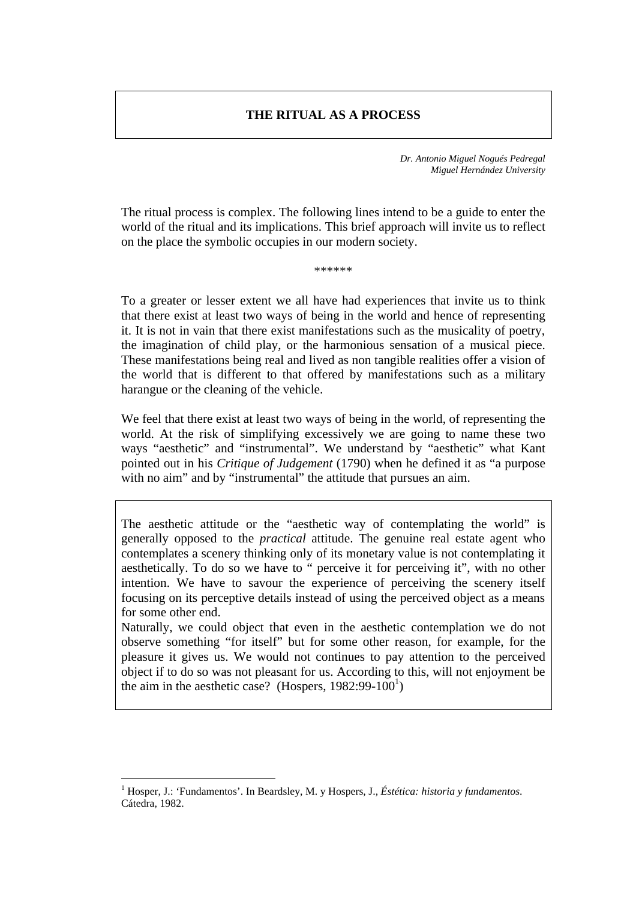# THE RITUAL AS A PROCESS

*Dr. Antonio Miguel Nogués Pedregal*
*Miguel Hernández University*

The ritual process is complex. The following lines intend to be a guide to enter the world of the ritual and its implications. This brief approach will invite us to reflect on the place the symbolic occupies in our modern society.

******

To a greater or lesser extent we all have had experiences that invite us to think that there exist at least two ways of being in the world and hence of representing it. It is not in vain that there exist manifestations such as the musicality of poetry, the imagination of child play, or the harmonious sensation of a musical piece. These manifestations being real and lived as non tangible realities offer a vision of the world that is different to that offered by manifestations such as a military harangue or the cleaning of the vehicle.

We feel that there exist at least two ways of being in the world, of representing the world. At the risk of simplifying excessively we are going to name these two ways "aesthetic" and "instrumental". We understand by "aesthetic" what Kant pointed out in his *Critique of Judgement* (1790) when he defined it as "a purpose with no aim" and by "instrumental" the attitude that pursues an aim.

> The aesthetic attitude or the "aesthetic way of contemplating the world" is generally opposed to the *practical* attitude. The genuine real estate agent who contemplates a scenery thinking only of its monetary value is not contemplating it aesthetically. To do so we have to " perceive it for perceiving it", with no other intention. We have to savour the experience of perceiving the scenery itself focusing on its perceptive details instead of using the perceived object as a means for some other end.
> Naturally, we could object that even in the aesthetic contemplation we do not observe something "for itself" but for some other reason, for example, for the pleasure it gives us. We would not continues to pay attention to the perceived object if to do so was not pleasant for us. According to this, will not enjoyment be the aim in the aesthetic case? (Hospers, 1982:99-100[1])

[1] Hosper, J.: 'Fundamentos'. In Beardsley, M. y Hospers, J., *Éstética: historia y fundamentos*. Cátedra, 1982.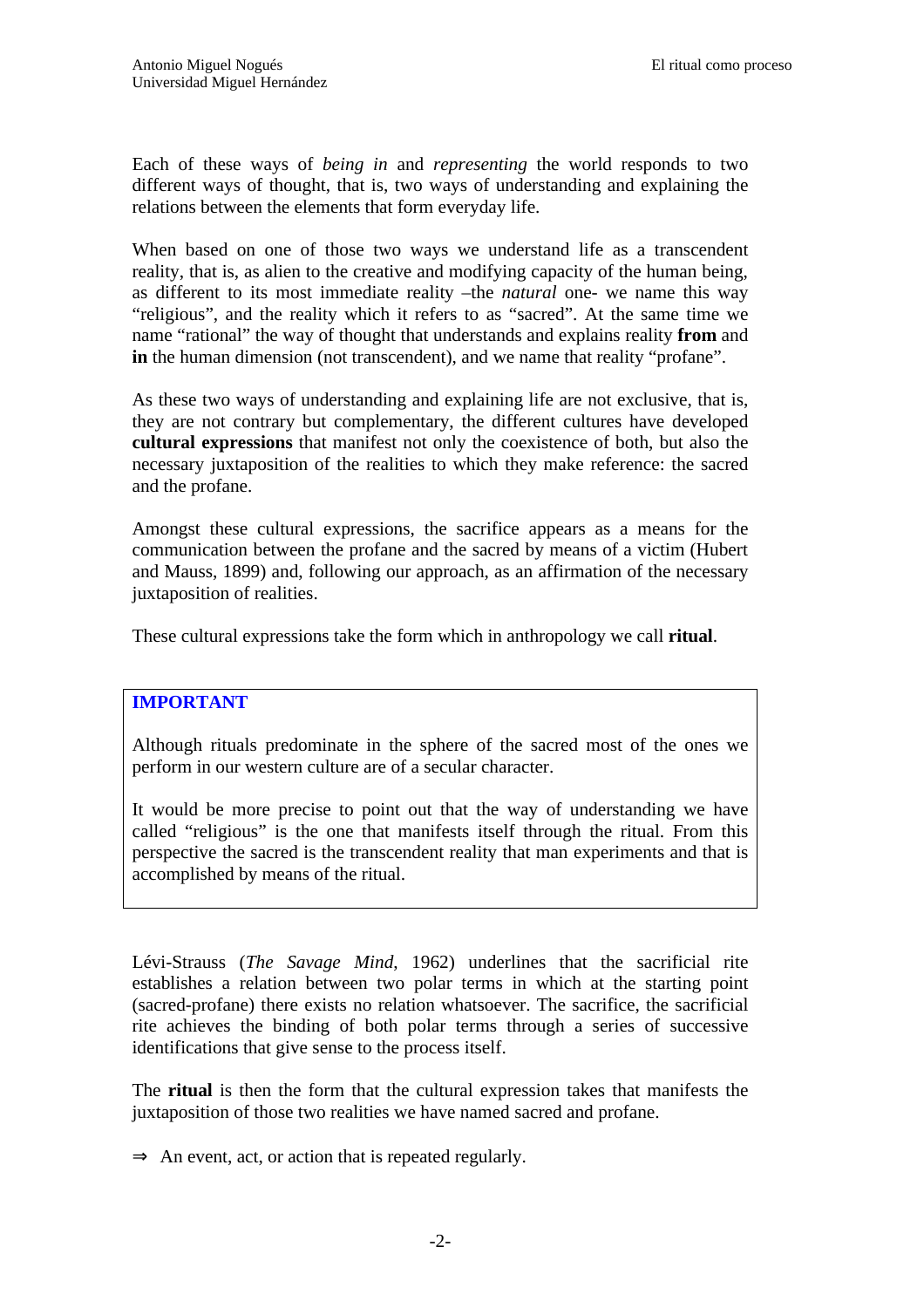Each of these ways of *being in* and *representing* the world responds to two different ways of thought, that is, two ways of understanding and explaining the relations between the elements that form everyday life.

When based on one of those two ways we understand life as a transcendent reality, that is, as alien to the creative and modifying capacity of the human being, as different to its most immediate reality –the *natural* one- we name this way "religious", and the reality which it refers to as "sacred". At the same time we name "rational" the way of thought that understands and explains reality **from** and **in** the human dimension (not transcendent), and we name that reality "profane".

As these two ways of understanding and explaining life are not exclusive, that is, they are not contrary but complementary, the different cultures have developed **cultural expressions** that manifest not only the coexistence of both, but also the necessary juxtaposition of the realities to which they make reference: the sacred and the profane.

Amongst these cultural expressions, the sacrifice appears as a means for the communication between the profane and the sacred by means of a victim (Hubert and Mauss, 1899) and, following our approach, as an affirmation of the necessary juxtaposition of realities.

These cultural expressions take the form which in anthropology we call **ritual**.

**IMPORTANT**

Although rituals predominate in the sphere of the sacred most of the ones we perform in our western culture are of a secular character.

It would be more precise to point out that the way of understanding we have called "religious" is the one that manifests itself through the ritual. From this perspective the sacred is the transcendent reality that man experiments and that is accomplished by means of the ritual.

Lévi-Strauss (*The Savage Mind*, 1962) underlines that the sacrificial rite establishes a relation between two polar terms in which at the starting point (sacred-profane) there exists no relation whatsoever. The sacrifice, the sacrificial rite achieves the binding of both polar terms through a series of successive identifications that give sense to the process itself.

The **ritual** is then the form that the cultural expression takes that manifests the juxtaposition of those two realities we have named sacred and profane.

⇒ An event, act, or action that is repeated regularly.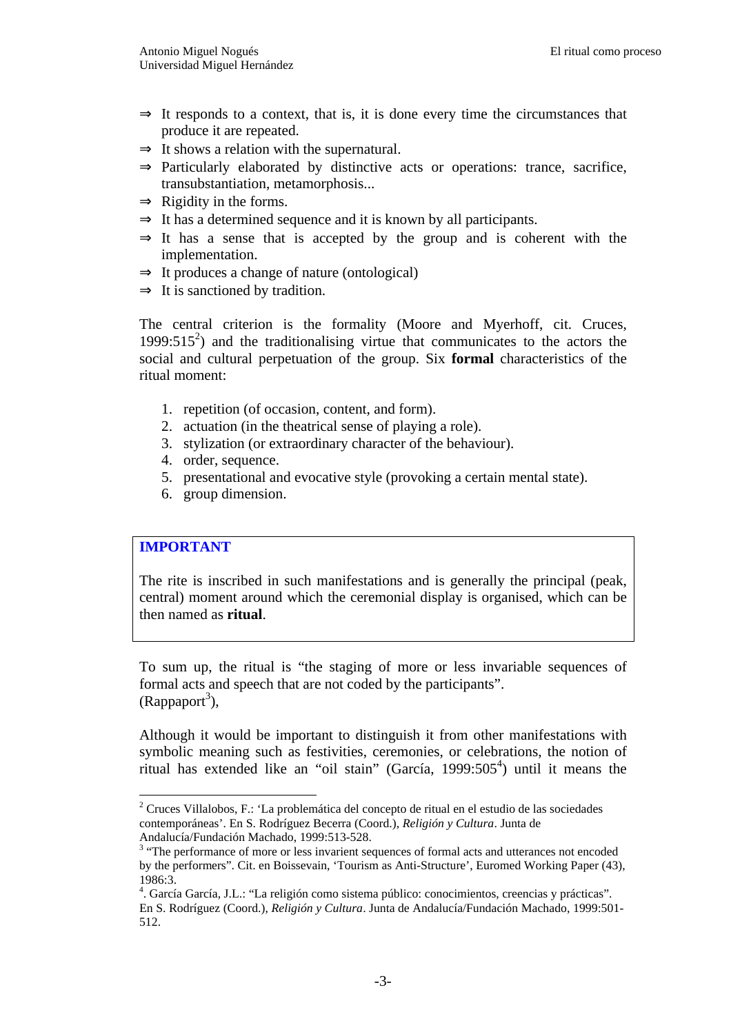- ⇒ It responds to a context, that is, it is done every time the circumstances that produce it are repeated.
- ⇒ It shows a relation with the supernatural.
- ⇒ Particularly elaborated by distinctive acts or operations: trance, sacrifice, transubstantiation, metamorphosis...
- ⇒ Rigidity in the forms.
- ⇒ It has a determined sequence and it is known by all participants.
- ⇒ It has a sense that is accepted by the group and is coherent with the implementation.
- ⇒ It produces a change of nature (ontological)
- ⇒ It is sanctioned by tradition.

The central criterion is the formality (Moore and Myerhoff, cit. Cruces, 1999:515[2]) and the traditionalising virtue that communicates to the actors the social and cultural perpetuation of the group. Six **formal** characteristics of the ritual moment:

1. repetition (of occasion, content, and form).
2. actuation (in the theatrical sense of playing a role).
3. stylization (or extraordinary character of the behaviour).
4. order, sequence.
5. presentational and evocative style (provoking a certain mental state).
6. group dimension.

> **IMPORTANT**
>
> The rite is inscribed in such manifestations and is generally the principal (peak, central) moment around which the ceremonial display is organised, which can be then named as **ritual**.

To sum up, the ritual is "the staging of more or less invariable sequences of formal acts and speech that are not coded by the participants". (Rappaport[3]),

Although it would be important to distinguish it from other manifestations with symbolic meaning such as festivities, ceremonies, or celebrations, the notion of ritual has extended like an "oil stain" (García, 1999:505[4]) until it means the

---

[2] Cruces Villalobos, F.: 'La problemática del concepto de ritual en el estudio de las sociedades contemporáneas'. En S. Rodríguez Becerra (Coord.), *Religión y Cultura*. Junta de Andalucía/Fundación Machado, 1999:513-528.

[3] "The performance of more or less invarient sequences of formal acts and utterances not encoded by the performers". Cit. en Boissevain, 'Tourism as Anti-Structure', Euromed Working Paper (43), 1986:3.

[4]. García García, J.L.: "La religión como sistema público: conocimientos, creencias y prácticas". En S. Rodríguez (Coord.), *Religión y Cultura*. Junta de Andalucía/Fundación Machado, 1999:501-512.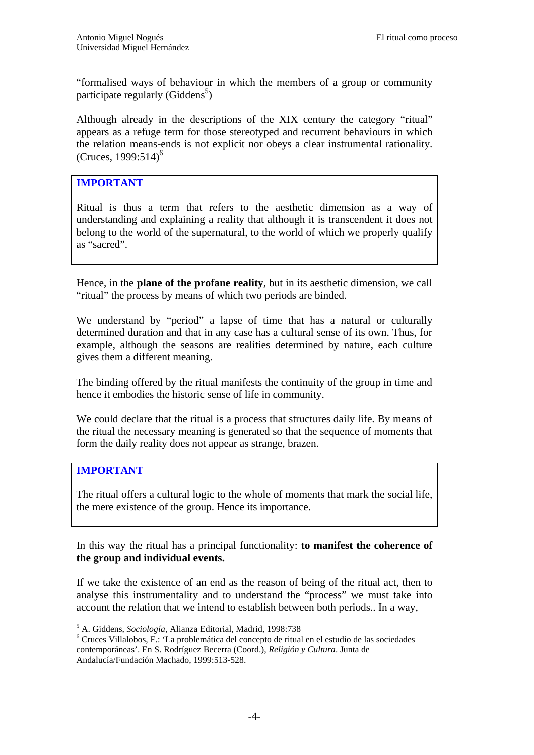“formalised ways of behaviour in which the members of a group or community participate regularly (Giddens[5])

Although already in the descriptions of the XIX century the category “ritual” appears as a refuge term for those stereotyped and recurrent behaviours in which the relation means-ends is not explicit nor obeys a clear instrumental rationality. (Cruces, 1999:514)[6]

> **IMPORTANT**
>
> Ritual is thus a term that refers to the aesthetic dimension as a way of understanding and explaining a reality that although it is transcendent it does not belong to the world of the supernatural, to the world of which we properly qualify as “sacred”.

Hence, in the **plane of the profane reality**, but in its aesthetic dimension, we call “ritual” the process by means of which two periods are binded.

We understand by “period” a lapse of time that has a natural or culturally determined duration and that in any case has a cultural sense of its own. Thus, for example, although the seasons are realities determined by nature, each culture gives them a different meaning.

The binding offered by the ritual manifests the continuity of the group in time and hence it embodies the historic sense of life in community.

We could declare that the ritual is a process that structures daily life. By means of the ritual the necessary meaning is generated so that the sequence of moments that form the daily reality does not appear as strange, brazen.

> **IMPORTANT**
>
> The ritual offers a cultural logic to the whole of moments that mark the social life, the mere existence of the group. Hence its importance.

In this way the ritual has a principal functionality: **to manifest the coherence of the group and individual events.**

If we take the existence of an end as the reason of being of the ritual act, then to analyse this instrumentality and to understand the “process” we must take into account the relation that we intend to establish between both periods.. In a way,

---

[5] A. Giddens, *Sociología*, Alianza Editorial, Madrid, 1998:738

[6] Cruces Villalobos, F.: ‘La problemática del concepto de ritual en el estudio de las sociedades contemporáneas’. En S. Rodríguez Becerra (Coord.), *Religión y Cultura*. Junta de Andalucía/Fundación Machado, 1999:513-528.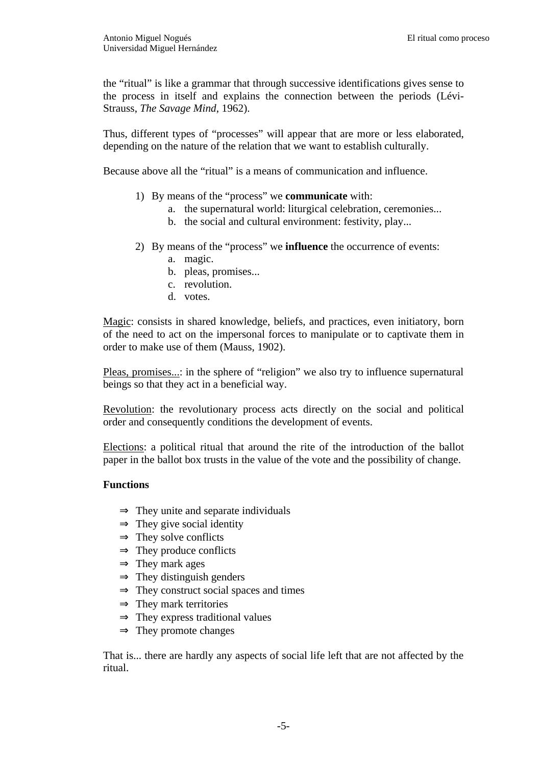the “ritual” is like a grammar that through successive identifications gives sense to the process in itself and explains the connection between the periods (Lévi-Strauss, *The Savage Mind*, 1962).

Thus, different types of “processes” will appear that are more or less elaborated, depending on the nature of the relation that we want to establish culturally.

Because above all the “ritual” is a means of communication and influence.

1) By means of the “process” we **communicate** with:
    a. the supernatural world: liturgical celebration, ceremonies...
    b. the social and cultural environment: festivity, play...

2) By means of the “process” we **influence** the occurrence of events:
    a. magic.
    b. pleas, promises...
    c. revolution.
    d. votes.

<u>Magic</u>: consists in shared knowledge, beliefs, and practices, even initiatory, born of the need to act on the impersonal forces to manipulate or to captivate them in order to make use of them (Mauss, 1902).

<u>Pleas, promises...</u>: in the sphere of “religion” we also try to influence supernatural beings so that they act in a beneficial way.

<u>Revolution</u>: the revolutionary process acts directly on the social and political order and consequently conditions the development of events.

<u>Elections</u>: a political ritual that around the rite of the introduction of the ballot paper in the ballot box trusts in the value of the vote and the possibility of change.

**Functions**

- ⇒ They unite and separate individuals
- ⇒ They give social identity
- ⇒ They solve conflicts
- ⇒ They produce conflicts
- ⇒ They mark ages
- ⇒ They distinguish genders
- ⇒ They construct social spaces and times
- ⇒ They mark territories
- ⇒ They express traditional values
- ⇒ They promote changes

That is... there are hardly any aspects of social life left that are not affected by the ritual.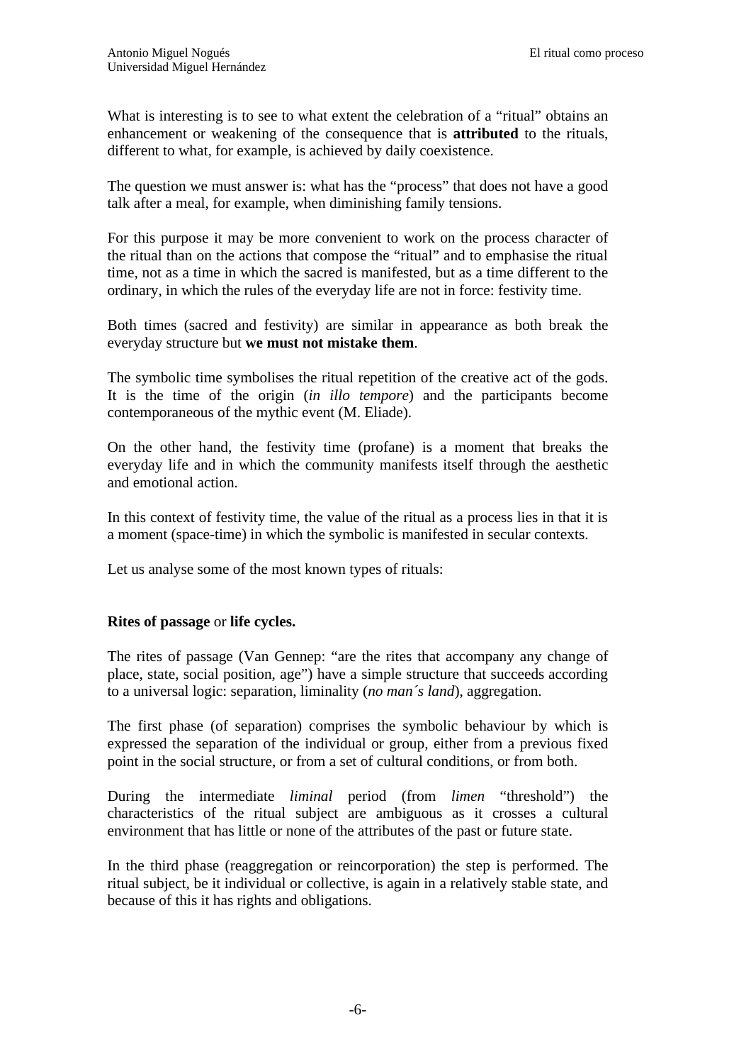What is interesting is to see to what extent the celebration of a "ritual" obtains an enhancement or weakening of the consequence that is **attributed** to the rituals, different to what, for example, is achieved by daily coexistence.

The question we must answer is: what has the "process" that does not have a good talk after a meal, for example, when diminishing family tensions.

For this purpose it may be more convenient to work on the process character of the ritual than on the actions that compose the "ritual" and to emphasise the ritual time, not as a time in which the sacred is manifested, but as a time different to the ordinary, in which the rules of the everyday life are not in force: festivity time.

Both times (sacred and festivity) are similar in appearance as both break the everyday structure but **we must not mistake them**.

The symbolic time symbolises the ritual repetition of the creative act of the gods. It is the time of the origin (*in illo tempore*) and the participants become contemporaneous of the mythic event (M. Eliade).

On the other hand, the festivity time (profane) is a moment that breaks the everyday life and in which the community manifests itself through the aesthetic and emotional action.

In this context of festivity time, the value of the ritual as a process lies in that it is a moment (space-time) in which the symbolic is manifested in secular contexts.

Let us analyse some of the most known types of rituals:

**Rites of passage** or **life cycles.**

The rites of passage (Van Gennep: "are the rites that accompany any change of place, state, social position, age") have a simple structure that succeeds according to a universal logic: separation, liminality (*no man´s land*), aggregation.

The first phase (of separation) comprises the symbolic behaviour by which is expressed the separation of the individual or group, either from a previous fixed point in the social structure, or from a set of cultural conditions, or from both.

During the intermediate *liminal* period (from *limen* "threshold") the characteristics of the ritual subject are ambiguous as it crosses a cultural environment that has little or none of the attributes of the past or future state.

In the third phase (reaggregation or reincorporation) the step is performed. The ritual subject, be it individual or collective, is again in a relatively stable state, and because of this it has rights and obligations.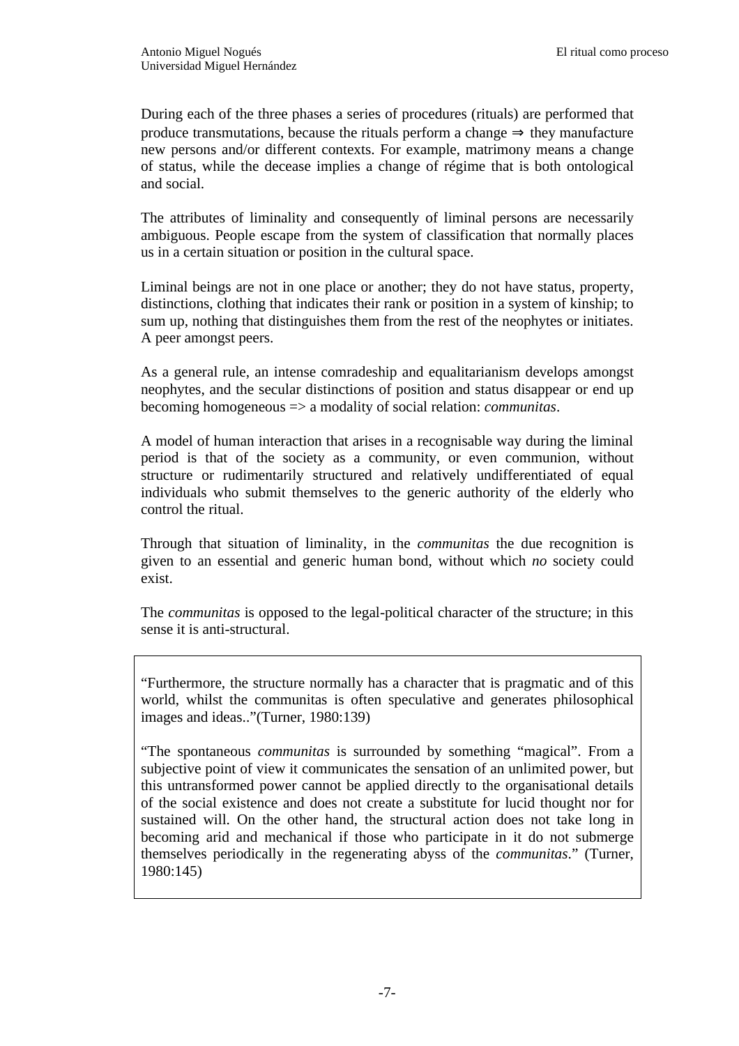During each of the three phases a series of procedures (rituals) are performed that produce transmutations, because the rituals perform a change ⇒ they manufacture new persons and/or different contexts. For example, matrimony means a change of status, while the decease implies a change of régime that is both ontological and social.

The attributes of liminality and consequently of liminal persons are necessarily ambiguous. People escape from the system of classification that normally places us in a certain situation or position in the cultural space.

Liminal beings are not in one place or another; they do not have status, property, distinctions, clothing that indicates their rank or position in a system of kinship; to sum up, nothing that distinguishes them from the rest of the neophytes or initiates. A peer amongst peers.

As a general rule, an intense comradeship and equalitarianism develops amongst neophytes, and the secular distinctions of position and status disappear or end up becoming homogeneous => a modality of social relation: *communitas*.

A model of human interaction that arises in a recognisable way during the liminal period is that of the society as a community, or even communion, without structure or rudimentarily structured and relatively undifferentiated of equal individuals who submit themselves to the generic authority of the elderly who control the ritual.

Through that situation of liminality, in the *communitas* the due recognition is given to an essential and generic human bond, without which *no* society could exist.

The *communitas* is opposed to the legal-political character of the structure; in this sense it is anti-structural.

> "Furthermore, the structure normally has a character that is pragmatic and of this world, whilst the communitas is often speculative and generates philosophical images and ideas.."(Turner, 1980:139)
>
> "The spontaneous *communitas* is surrounded by something "magical". From a subjective point of view it communicates the sensation of an unlimited power, but this untransformed power cannot be applied directly to the organisational details of the social existence and does not create a substitute for lucid thought nor for sustained will. On the other hand, the structural action does not take long in becoming arid and mechanical if those who participate in it do not submerge themselves periodically in the regenerating abyss of the *communitas*." (Turner, 1980:145)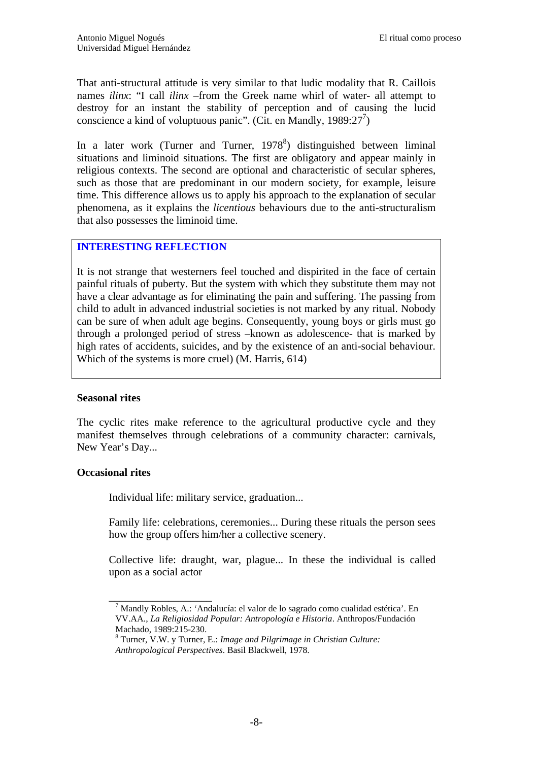That anti-structural attitude is very similar to that ludic modality that R. Caillois names *ilinx*: "I call *ilinx* –from the Greek name whirl of water- all attempt to destroy for an instant the stability of perception and of causing the lucid conscience a kind of voluptuous panic". (Cit. en Mandly, 1989:27[7])

In a later work (Turner and Turner, 1978[8]) distinguished between liminal situations and liminoid situations. The first are obligatory and appear mainly in religious contexts. The second are optional and characteristic of secular spheres, such as those that are predominant in our modern society, for example, leisure time. This difference allows us to apply his approach to the explanation of secular phenomena, as it explains the *licentious* behaviours due to the anti-structuralism that also possesses the liminoid time.

> **INTERESTING REFLECTION**
>
> It is not strange that westerners feel touched and dispirited in the face of certain painful rituals of puberty. But the system with which they substitute them may not have a clear advantage as for eliminating the pain and suffering. The passing from child to adult in advanced industrial societies is not marked by any ritual. Nobody can be sure of when adult age begins. Consequently, young boys or girls must go through a prolonged period of stress –known as adolescence- that is marked by high rates of accidents, suicides, and by the existence of an anti-social behaviour. Which of the systems is more cruel) (M. Harris, 614)

**Seasonal rites**

The cyclic rites make reference to the agricultural productive cycle and they manifest themselves through celebrations of a community character: carnivals, New Year's Day...

**Occasional rites**

Individual life: military service, graduation...

Family life: celebrations, ceremonies... During these rituals the person sees how the group offers him/her a collective scenery.

Collective life: draught, war, plague... In these the individual is called upon as a social actor

---

[7] Mandly Robles, A.: 'Andalucía: el valor de lo sagrado como cualidad estética'. En VV.AA., *La Religiosidad Popular: Antropología e Historia*. Anthropos/Fundación Machado, 1989:215-230.

[8] Turner, V.W. y Turner, E.: *Image and Pilgrimage in Christian Culture: Anthropological Perspectives*. Basil Blackwell, 1978.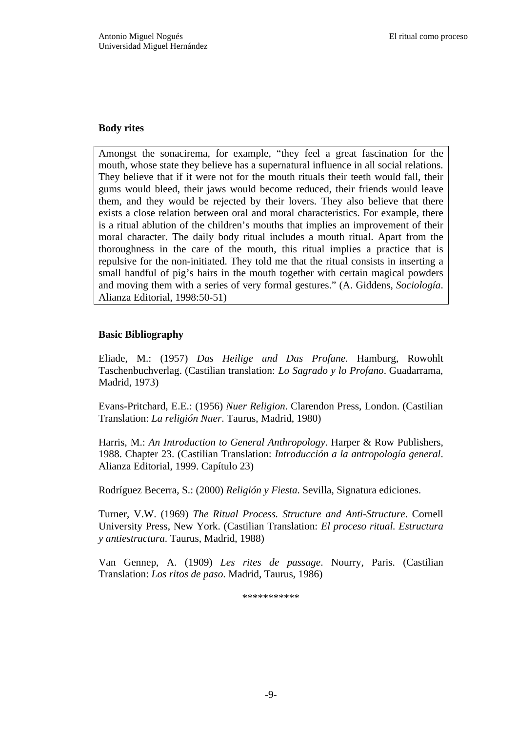### Body rites

> Amongst the sonacirema, for example, "they feel a great fascination for the mouth, whose state they believe has a supernatural influence in all social relations. They believe that if it were not for the mouth rituals their teeth would fall, their gums would bleed, their jaws would become reduced, their friends would leave them, and they would be rejected by their lovers. They also believe that there exists a close relation between oral and moral characteristics. For example, there is a ritual ablution of the children's mouths that implies an improvement of their moral character. The daily body ritual includes a mouth ritual. Apart from the thoroughness in the care of the mouth, this ritual implies a practice that is repulsive for the non-initiated. They told me that the ritual consists in inserting a small handful of pig's hairs in the mouth together with certain magical powders and moving them with a series of very formal gestures." (A. Giddens, *Sociología*. Alianza Editorial, 1998:50-51)

### Basic Bibliography

Eliade, M.: (1957) *Das Heilige und Das Profane*. Hamburg, Rowohlt Taschenbuchverlag. (Castilian translation: *Lo Sagrado y lo Profano*. Guadarrama, Madrid, 1973)

Evans-Pritchard, E.E.: (1956) *Nuer Religion*. Clarendon Press, London. (Castilian Translation: *La religión Nuer*. Taurus, Madrid, 1980)

Harris, M.: *An Introduction to General Anthropology*. Harper & Row Publishers, 1988. Chapter 23. (Castilian Translation: *Introducción a la antropología general*. Alianza Editorial, 1999. Capítulo 23)

Rodríguez Becerra, S.: (2000) *Religión y Fiesta*. Sevilla, Signatura ediciones.

Turner, V.W. (1969) *The Ritual Process. Structure and Anti-Structure*. Cornell University Press, New York. (Castilian Translation: *El proceso ritual. Estructura y antiestructura*. Taurus, Madrid, 1988)

Van Gennep, A. (1909) *Les rites de passage*. Nourry, Paris. (Castilian Translation: *Los ritos de paso*. Madrid, Taurus, 1986)

***********